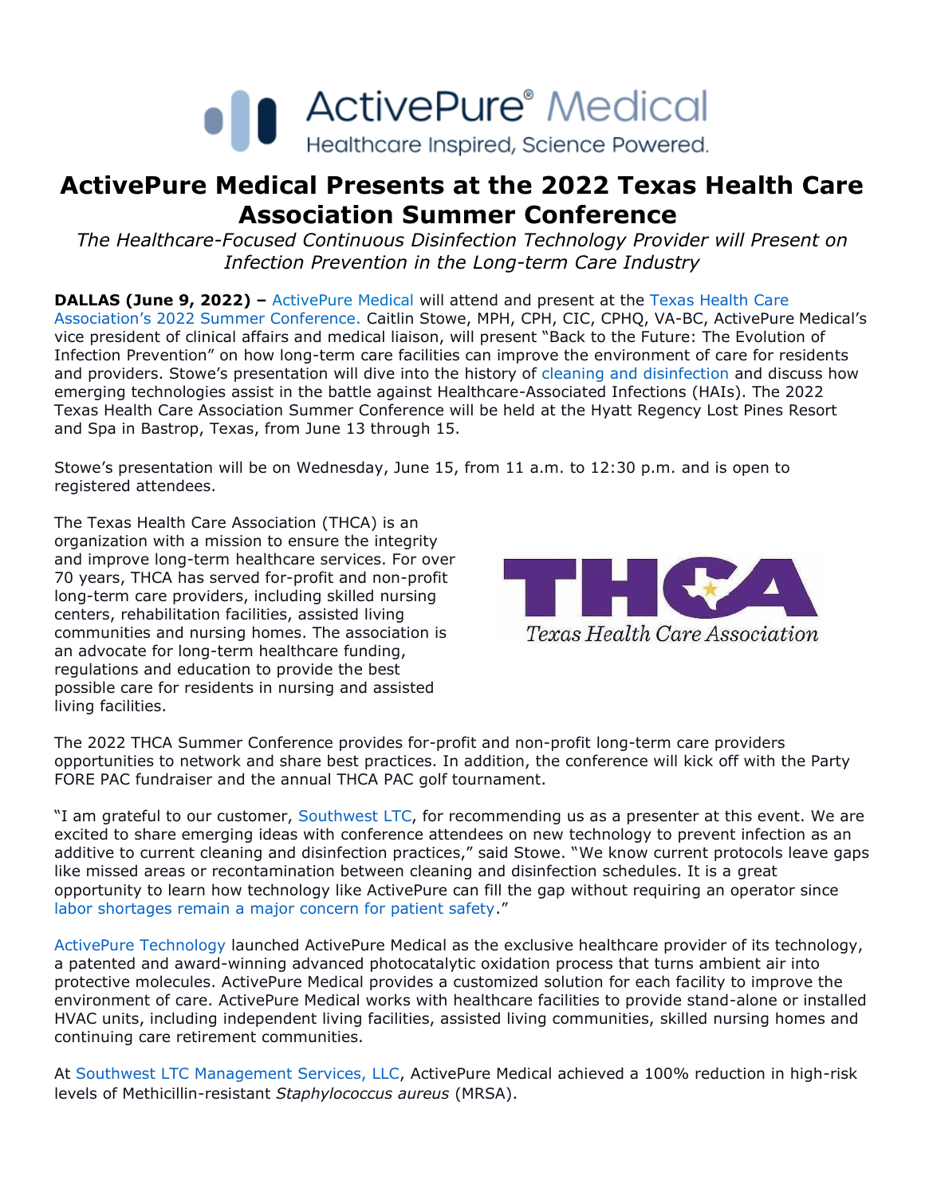ActivePure® Medical
Healthcare Inspired, Science Powered.

# ActivePure Medical Presents at the 2022 Texas Health Care Association Summer Conference

*The Healthcare-Focused Continuous Disinfection Technology Provider will Present on Infection Prevention in the Long-term Care Industry*

**DALLAS (June 9, 2022) –** ActivePure Medical will attend and present at the Texas Health Care Association's 2022 Summer Conference. Caitlin Stowe, MPH, CPH, CIC, CPHQ, VA-BC, ActivePure Medical's vice president of clinical affairs and medical liaison, will present "Back to the Future: The Evolution of Infection Prevention" on how long-term care facilities can improve the environment of care for residents and providers. Stowe's presentation will dive into the history of cleaning and disinfection and discuss how emerging technologies assist in the battle against Healthcare-Associated Infections (HAIs). The 2022 Texas Health Care Association Summer Conference will be held at the Hyatt Regency Lost Pines Resort and Spa in Bastrop, Texas, from June 13 through 15.

Stowe's presentation will be on Wednesday, June 15, from 11 a.m. to 12:30 p.m. and is open to registered attendees.

The Texas Health Care Association (THCA) is an organization with a mission to ensure the integrity and improve long-term healthcare services. For over 70 years, THCA has served for-profit and non-profit long-term care providers, including skilled nursing centers, rehabilitation facilities, assisted living communities and nursing homes. The association is an advocate for long-term healthcare funding, regulations and education to provide the best possible care for residents in nursing and assisted living facilities.

THCA
Texas Health Care Association

The 2022 THCA Summer Conference provides for-profit and non-profit long-term care providers opportunities to network and share best practices. In addition, the conference will kick off with the Party FORE PAC fundraiser and the annual THCA PAC golf tournament.

"I am grateful to our customer, Southwest LTC, for recommending us as a presenter at this event. We are excited to share emerging ideas with conference attendees on new technology to prevent infection as an additive to current cleaning and disinfection practices," said Stowe. "We know current protocols leave gaps like missed areas or recontamination between cleaning and disinfection schedules. It is a great opportunity to learn how technology like ActivePure can fill the gap without requiring an operator since labor shortages remain a major concern for patient safety."

ActivePure Technology launched ActivePure Medical as the exclusive healthcare provider of its technology, a patented and award-winning advanced photocatalytic oxidation process that turns ambient air into protective molecules. ActivePure Medical provides a customized solution for each facility to improve the environment of care. ActivePure Medical works with healthcare facilities to provide stand-alone or installed HVAC units, including independent living facilities, assisted living communities, skilled nursing homes and continuing care retirement communities.

At Southwest LTC Management Services, LLC, ActivePure Medical achieved a 100% reduction in high-risk levels of Methicillin-resistant *Staphylococcus aureus* (MRSA).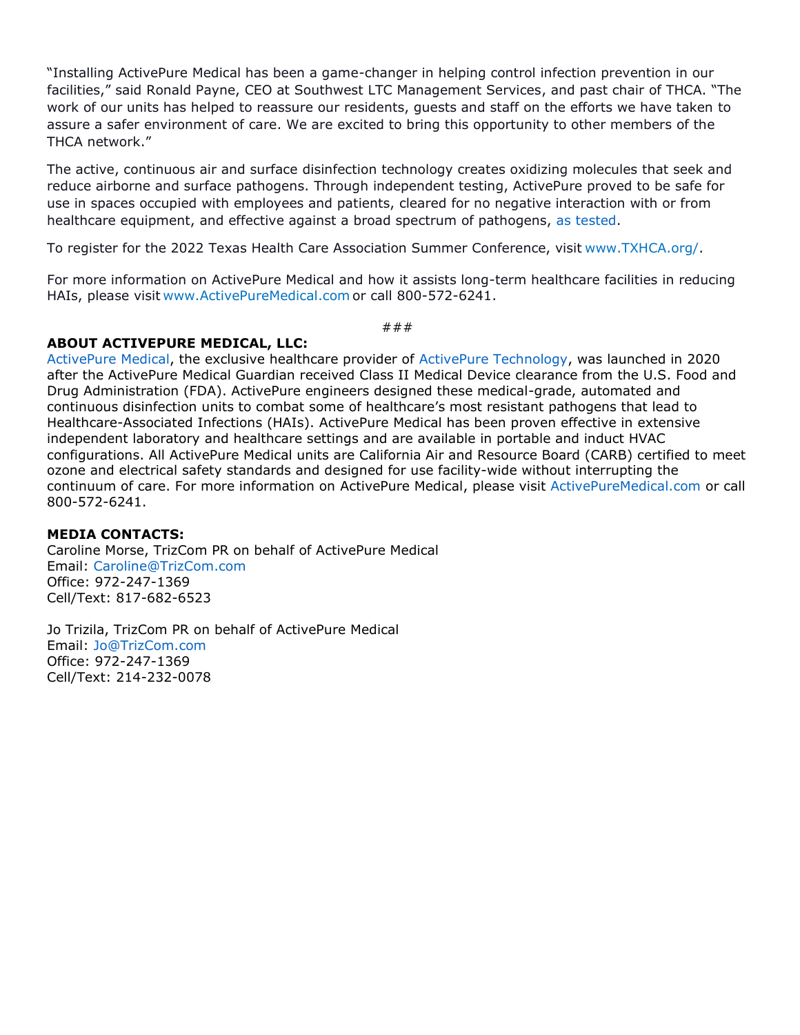"Installing ActivePure Medical has been a game-changer in helping control infection prevention in our facilities," said Ronald Payne, CEO at Southwest LTC Management Services, and past chair of THCA. "The work of our units has helped to reassure our residents, guests and staff on the efforts we have taken to assure a safer environment of care. We are excited to bring this opportunity to other members of the THCA network."

The active, continuous air and surface disinfection technology creates oxidizing molecules that seek and reduce airborne and surface pathogens. Through independent testing, ActivePure proved to be safe for use in spaces occupied with employees and patients, cleared for no negative interaction with or from healthcare equipment, and effective against a broad spectrum of pathogens, as tested.

To register for the 2022 Texas Health Care Association Summer Conference, visit www.TXHCA.org/.

For more information on ActivePure Medical and how it assists long-term healthcare facilities in reducing HAIs, please visit www.ActivePureMedical.com or call 800-572-6241.

###

**ABOUT ACTIVEPURE MEDICAL, LLC:**

ActivePure Medical, the exclusive healthcare provider of ActivePure Technology, was launched in 2020 after the ActivePure Medical Guardian received Class II Medical Device clearance from the U.S. Food and Drug Administration (FDA). ActivePure engineers designed these medical-grade, automated and continuous disinfection units to combat some of healthcare's most resistant pathogens that lead to Healthcare-Associated Infections (HAIs). ActivePure Medical has been proven effective in extensive independent laboratory and healthcare settings and are available in portable and induct HVAC configurations. All ActivePure Medical units are California Air and Resource Board (CARB) certified to meet ozone and electrical safety standards and designed for use facility-wide without interrupting the continuum of care. For more information on ActivePure Medical, please visit ActivePureMedical.com or call 800-572-6241.

**MEDIA CONTACTS:**

Caroline Morse, TrizCom PR on behalf of ActivePure Medical
Email: Caroline@TrizCom.com
Office: 972-247-1369
Cell/Text: 817-682-6523

Jo Trizila, TrizCom PR on behalf of ActivePure Medical
Email: Jo@TrizCom.com
Office: 972-247-1369
Cell/Text: 214-232-0078